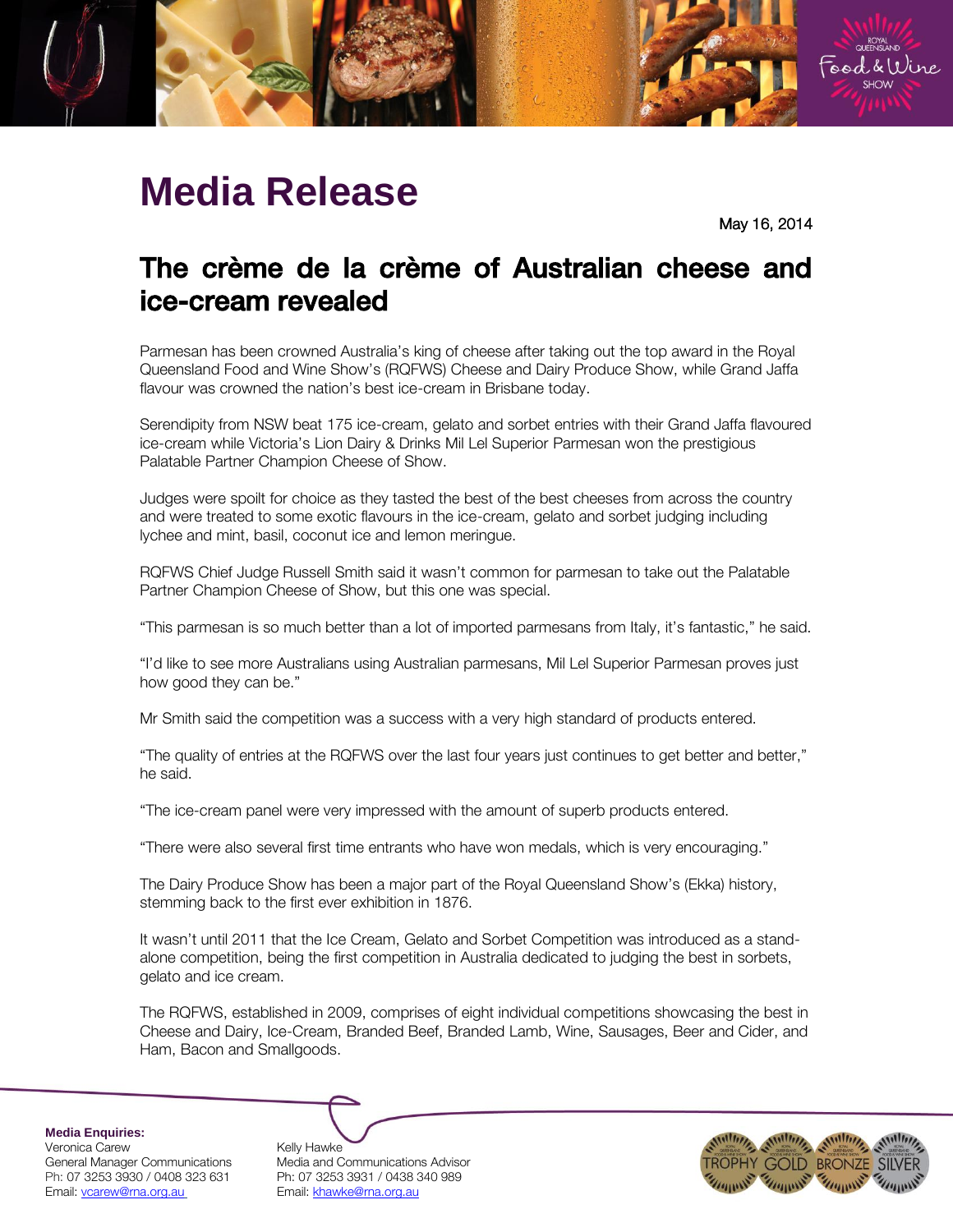# Media Release

May 16, 2014

## The crème de la crème of Australian cheese and ice-cream revealed

Parmesan has been crowned Australia's king of cheese after taking out the top award in the Royal Queensland Food and Wine Show's (RQFWS) Cheese and Dairy Produce Show, while Grand Jaffa flavour was crowned the nation's best ice-cream in Brisbane today.

Serendipity from NSW beat 175 ice-cream, gelato and sorbet entries with their Grand Jaffa flavoured ice-cream while Victoria's Lion Dairy & Drinks Mil Lel Superior Parmesan won the prestigious Palatable Partner Champion Cheese of Show.

Judges were spoilt for choice as they tasted the best of the best cheeses from across the country and were treated to some exotic flavours in the ice-cream, gelato and sorbet judging including lychee and mint, basil, coconut ice and lemon meringue.

RQFWS Chief Judge Russell Smith said it wasn't common for parmesan to take out the Palatable Partner Champion Cheese of Show, but this one was special.

"This parmesan is so much better than a lot of imported parmesans from Italy, it's fantastic," he said.

"I'd like to see more Australians using Australian parmesans, Mil Lel Superior Parmesan proves just how good they can be."

Mr Smith said the competition was a success with a very high standard of products entered.

"The quality of entries at the RQFWS over the last four years just continues to get better and better," he said.

"The ice-cream panel were very impressed with the amount of superb products entered.

"There were also several first time entrants who have won medals, which is very encouraging."

The Dairy Produce Show has been a major part of the Royal Queensland Show's (Ekka) history, stemming back to the first ever exhibition in 1876.

It wasn't until 2011 that the Ice Cream, Gelato and Sorbet Competition was introduced as a stand-alone competition, being the first competition in Australia dedicated to judging the best in sorbets, gelato and ice cream.

The RQFWS, established in 2009, comprises of eight individual competitions showcasing the best in Cheese and Dairy, Ice-Cream, Branded Beef, Branded Lamb, Wine, Sausages, Beer and Cider, and Ham, Bacon and Smallgoods.

**Media Enquiries:**

Veronica Carew
General Manager Communications
Ph: 07 3253 3930 / 0408 323 631
Email: vcarew@rna.org.au

Kelly Hawke
Media and Communications Advisor
Ph: 07 3253 3931 / 0438 340 989
Email: khawke@rna.org.au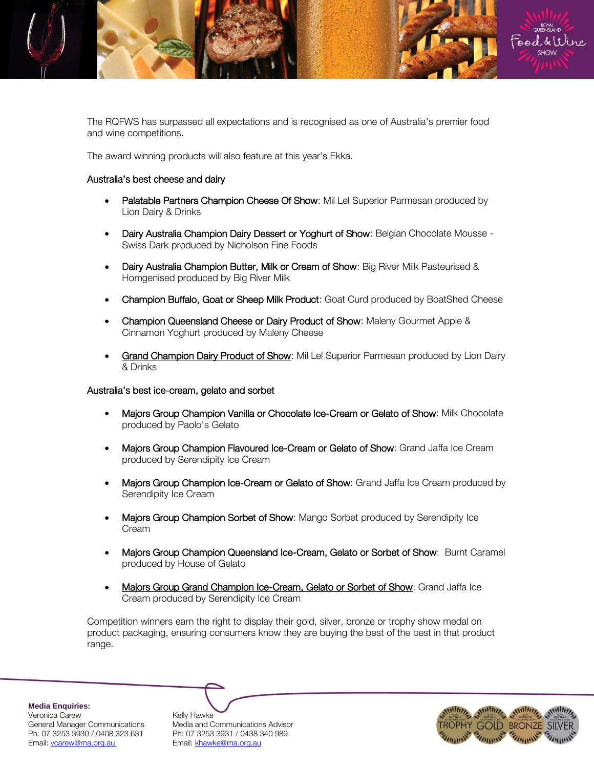The RQFWS has surpassed all expectations and is recognised as one of Australia's premier food and wine competitions.

The award winning products will also feature at this year's Ekka.

Australia's best cheese and dairy

- Palatable Partners Champion Cheese Of Show: Mil Lel Superior Parmesan produced by Lion Dairy & Drinks
- Dairy Australia Champion Dairy Dessert or Yoghurt of Show: Belgian Chocolate Mousse - Swiss Dark produced by Nicholson Fine Foods
- Dairy Australia Champion Butter, Milk or Cream of Show: Big River Milk Pasteurised & Homgenised produced by Big River Milk
- Champion Buffalo, Goat or Sheep Milk Product: Goat Curd produced by BoatShed Cheese
- Champion Queensland Cheese or Dairy Product of Show: Maleny Gourmet Apple & Cinnamon Yoghurt produced by Maleny Cheese
- Grand Champion Dairy Product of Show: Mil Lel Superior Parmesan produced by Lion Dairy & Drinks

Australia's best ice-cream, gelato and sorbet

- Majors Group Champion Vanilla or Chocolate Ice-Cream or Gelato of Show: Milk Chocolate produced by Paolo's Gelato
- Majors Group Champion Flavoured Ice-Cream or Gelato of Show: Grand Jaffa Ice Cream produced by Serendipity Ice Cream
- Majors Group Champion Ice-Cream or Gelato of Show: Grand Jaffa Ice Cream produced by Serendipity Ice Cream
- Majors Group Champion Sorbet of Show: Mango Sorbet produced by Serendipity Ice Cream
- Majors Group Champion Queensland Ice-Cream, Gelato or Sorbet of Show: Burnt Caramel produced by House of Gelato
- Majors Group Grand Champion Ice-Cream, Gelato or Sorbet of Show: Grand Jaffa Ice Cream produced by Serendipity Ice Cream

Competition winners earn the right to display their gold, silver, bronze or trophy show medal on product packaging, ensuring consumers know they are buying the best of the best in that product range.

**Media Enquiries:**

Veronica Carew
General Manager Communications
Ph: 07 3253 3930 / 0408 323 631
Email: vcarew@rna.org.au

Kelly Hawke
Media and Communications Advisor
Ph: 07 3253 3931 / 0438 340 989
Email: khawke@rna.org.au